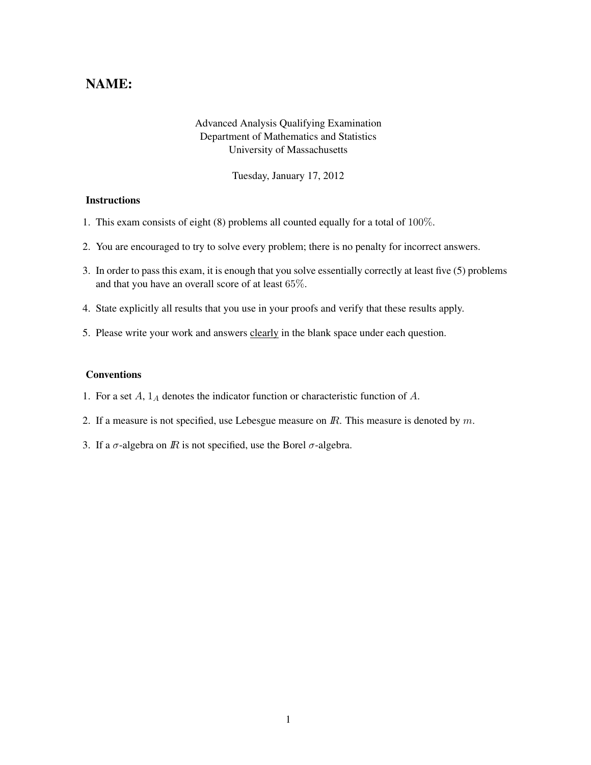# NAME:

Advanced Analysis Qualifying Examination
Department of Mathematics and Statistics
University of Massachusetts

Tuesday, January 17, 2012

### Instructions

1. This exam consists of eight (8) problems all counted equally for a total of $100\%$.
2. You are encouraged to try to solve every problem; there is no penalty for incorrect answers.
3. In order to pass this exam, it is enough that you solve essentially correctly at least five (5) problems and that you have an overall score of at least $65\%$.
4. State explicitly all results that you use in your proofs and verify that these results apply.
5. Please write your work and answers clearly in the blank space under each question.

### Conventions

1. For a set $A$, $1_A$ denotes the indicator function or characteristic function of $A$.
2. If a measure is not specified, use Lebesgue measure on $\mathbb{R}$. This measure is denoted by $m$.
3. If a $\sigma$-algebra on $\mathbb{R}$ is not specified, use the Borel $\sigma$-algebra.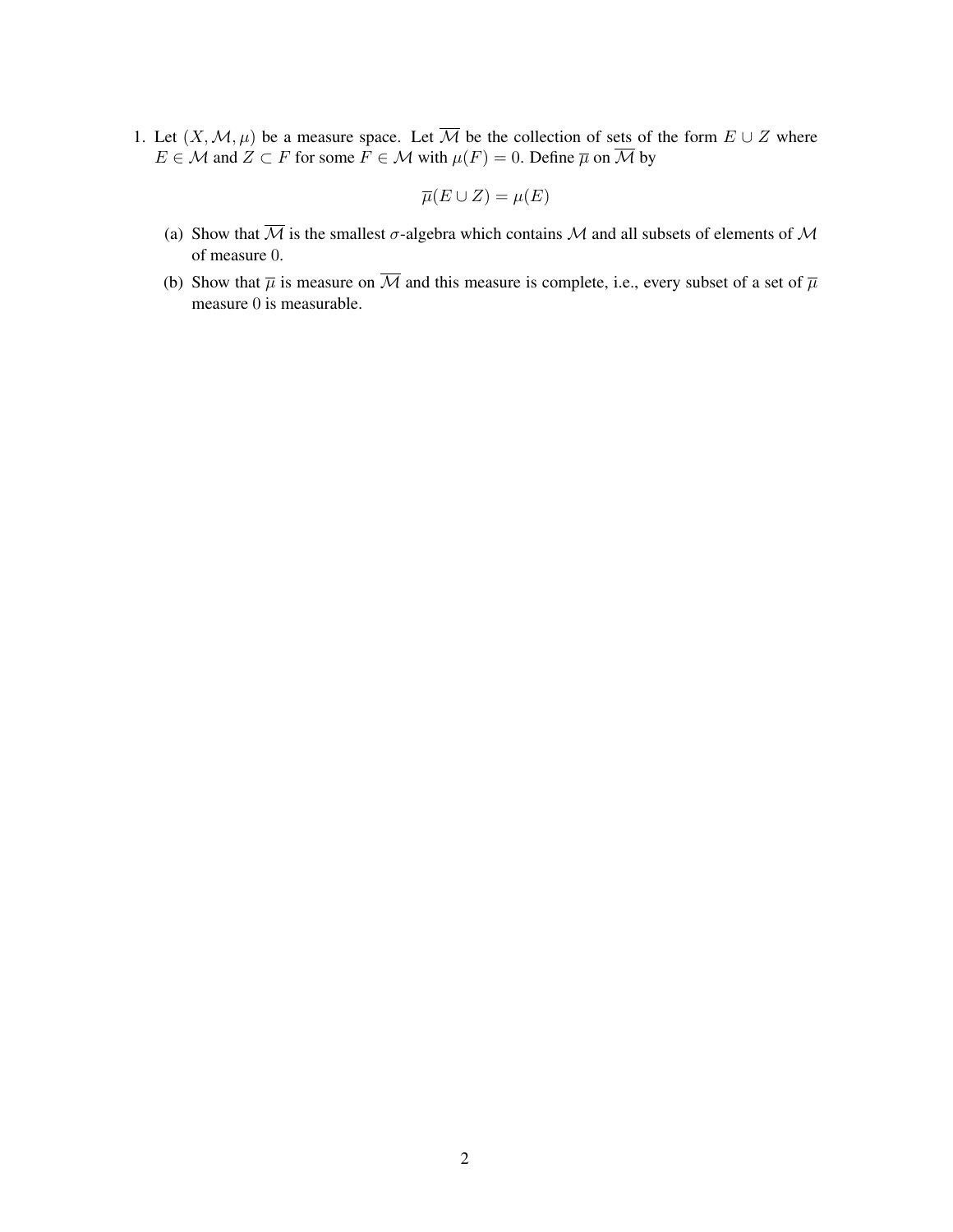1. Let $(X, \mathcal{M}, \mu)$ be a measure space. Let $\overline{\mathcal{M}}$ be the collection of sets of the form $E \cup Z$ where $E \in \mathcal{M}$ and $Z \subset F$ for some $F \in \mathcal{M}$ with $\mu(F) = 0$. Define $\overline{\mu}$ on $\overline{\mathcal{M}}$ by

$$\overline{\mu}(E \cup Z) = \mu(E)$$

   (a) Show that $\overline{\mathcal{M}}$ is the smallest $\sigma$-algebra which contains $\mathcal{M}$ and all subsets of elements of $\mathcal{M}$ of measure 0.

   (b) Show that $\overline{\mu}$ is measure on $\overline{\mathcal{M}}$ and this measure is complete, i.e., every subset of a set of $\overline{\mu}$ measure 0 is measurable.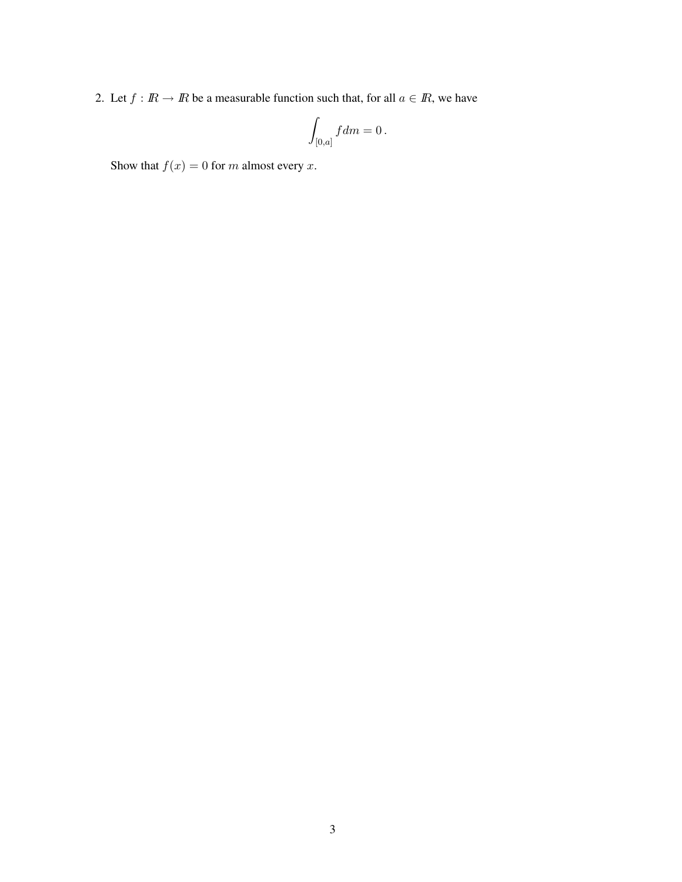2. Let $f : \mathbb{R} \to \mathbb{R}$ be a measurable function such that, for all $a \in \mathbb{R}$, we have

$$\int_{[0,a]} f dm = 0 \,.$$

Show that $f(x) = 0$ for $m$ almost every $x$.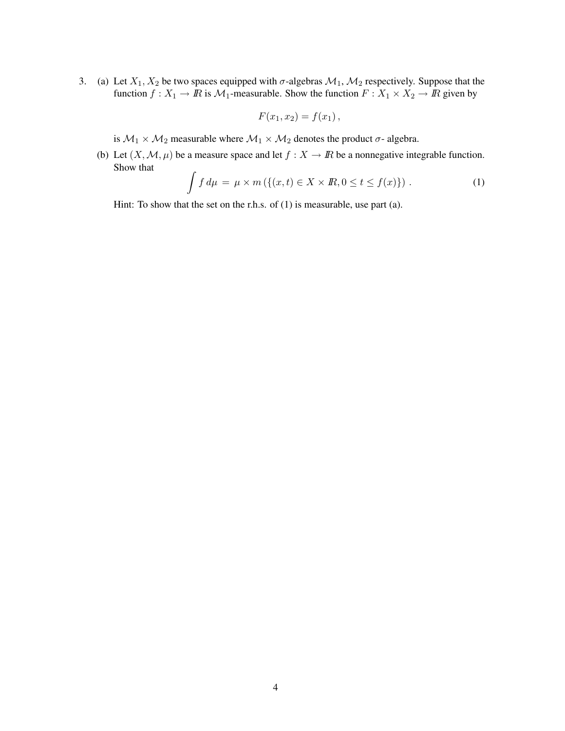3. (a) Let $X_1, X_2$ be two spaces equipped with $\sigma$-algebras $\mathcal{M}_1, \mathcal{M}_2$ respectively. Suppose that the function $f : X_1 \to \mathbb{R}$ is $\mathcal{M}_1$-measurable. Show the function $F : X_1 \times X_2 \to \mathbb{R}$ given by

$$F(x_1, x_2) = f(x_1) ,$$

is $\mathcal{M}_1 \times \mathcal{M}_2$ measurable where $\mathcal{M}_1 \times \mathcal{M}_2$ denotes the product $\sigma$- algebra.

(b) Let $(X, \mathcal{M}, \mu)$ be a measure space and let $f : X \to \mathbb{R}$ be a nonnegative integrable function. Show that

$$\int f \, d\mu \; = \; \mu \times m \left( \{ (x, t) \in X \times \mathbb{R}, 0 \leq t \leq f(x) \} \right) . \tag{1}$$

Hint: To show that the set on the r.h.s. of (1) is measurable, use part (a).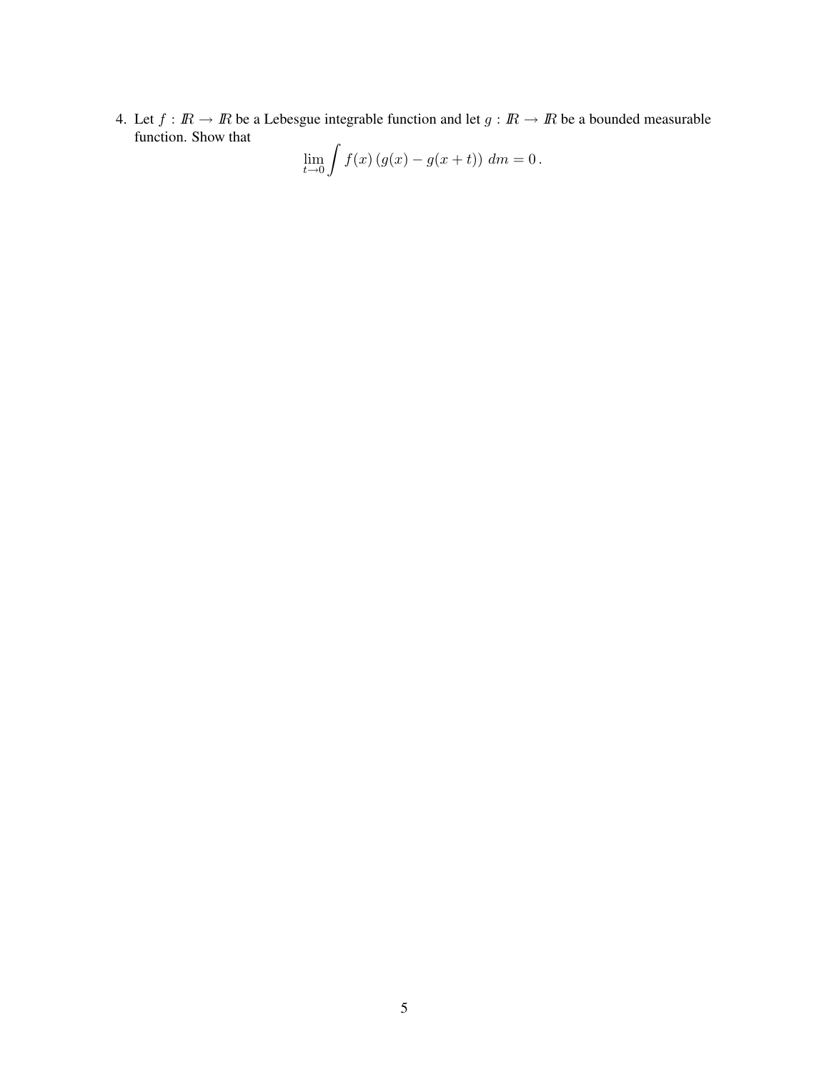4. Let $f : \mathbb{R} \to \mathbb{R}$ be a Lebesgue integrable function and let $g : \mathbb{R} \to \mathbb{R}$ be a bounded measurable function. Show that

$$\lim_{t \to 0} \int f(x) \left( g(x) - g(x+t) \right) \, dm = 0 \, .$$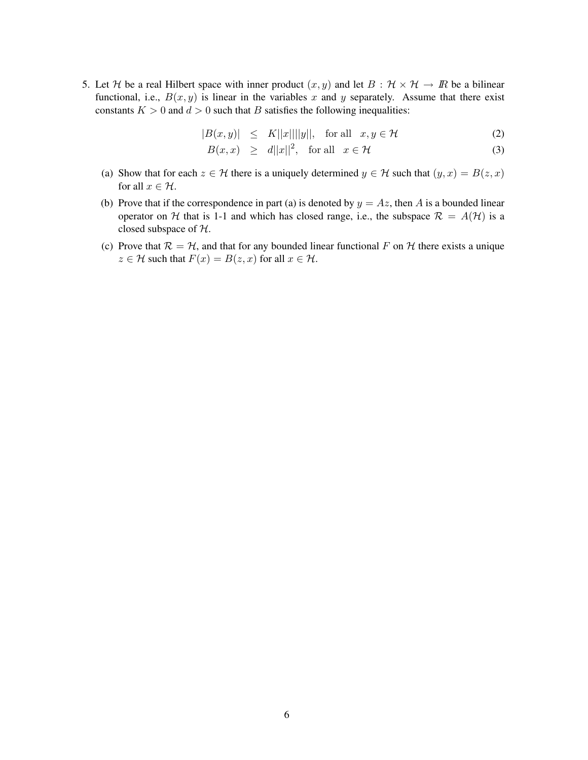5. Let $\mathcal{H}$ be a real Hilbert space with inner product $(x, y)$ and let $B : \mathcal{H} \times \mathcal{H} \to I\!R$ be a bilinear functional, i.e., $B(x, y)$ is linear in the variables $x$ and $y$ separately. Assume that there exist constants $K > 0$ and $d > 0$ such that $B$ satisfies the following inequalities:

$$
\begin{aligned}
|B(x, y)| &\leq K||x||||y||, \quad \text{for all} \quad x, y \in \mathcal{H} && (2)\\
B(x, x) &\geq d||x||^2, \quad \text{for all} \quad x \in \mathcal{H} && (3)
\end{aligned}
$$

(a) Show that for each $z \in \mathcal{H}$ there is a uniquely determined $y \in \mathcal{H}$ such that $(y, x) = B(z, x)$ for all $x \in \mathcal{H}$.

(b) Prove that if the correspondence in part (a) is denoted by $y = Az$, then $A$ is a bounded linear operator on $\mathcal{H}$ that is 1-1 and which has closed range, i.e., the subspace $\mathcal{R} = A(\mathcal{H})$ is a closed subspace of $\mathcal{H}$.

(c) Prove that $\mathcal{R} = \mathcal{H}$, and that for any bounded linear functional $F$ on $\mathcal{H}$ there exists a unique $z \in \mathcal{H}$ such that $F(x) = B(z, x)$ for all $x \in \mathcal{H}$.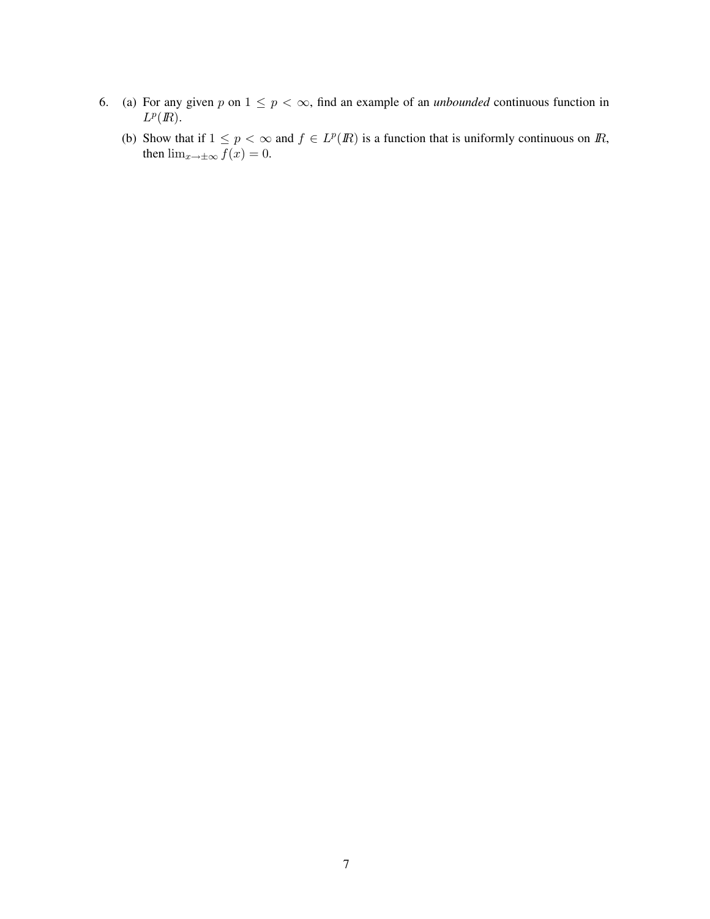6. (a) For any given $p$ on $1 \le p < \infty$, find an example of an *unbounded* continuous function in $L^p(\mathbb{R})$.

   (b) Show that if $1 \le p < \infty$ and $f \in L^p(\mathbb{R})$ is a function that is uniformly continuous on $\mathbb{R}$, then $\lim_{x \to \pm\infty} f(x) = 0$.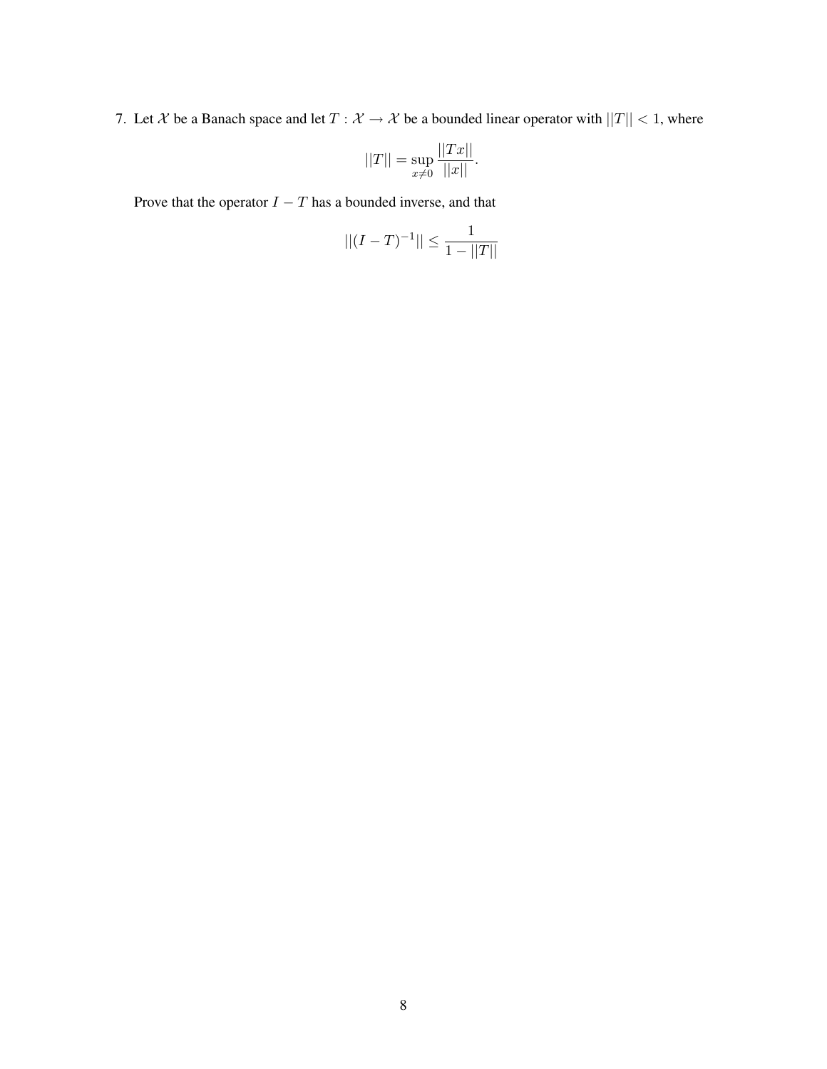7. Let $\mathcal{X}$ be a Banach space and let $T : \mathcal{X} \to \mathcal{X}$ be a bounded linear operator with $||T|| < 1$, where

$$||T|| = \sup_{x \neq 0} \frac{||Tx||}{||x||}.$$

   Prove that the operator $I - T$ has a bounded inverse, and that

$$||(I - T)^{-1}|| \leq \frac{1}{1 - ||T||}$$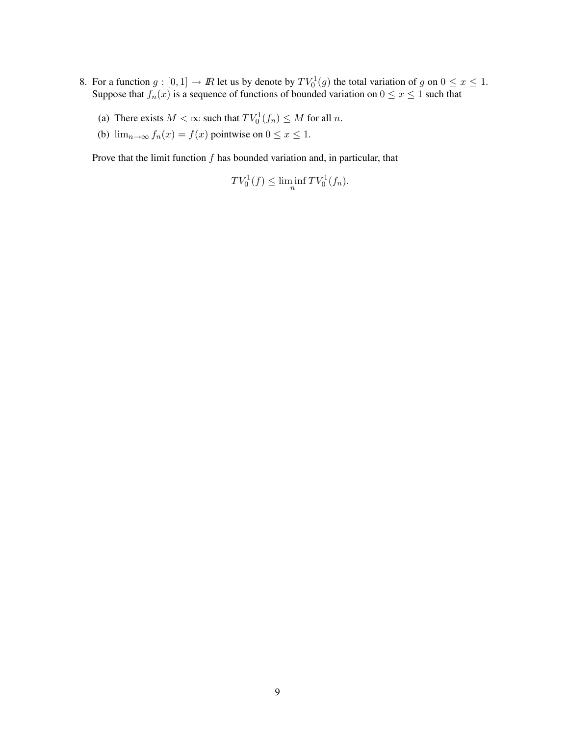8. For a function $g : [0, 1] \to I\!R$ let us by denote by $TV_0^1(g)$ the total variation of $g$ on $0 \leq x \leq 1$. Suppose that $f_n(x)$ is a sequence of functions of bounded variation on $0 \leq x \leq 1$ such that

   (a) There exists $M < \infty$ such that $TV_0^1(f_n) \leq M$ for all $n$.

   (b) $\lim_{n\to\infty} f_n(x) = f(x)$ pointwise on $0 \leq x \leq 1$.

   Prove that the limit function $f$ has bounded variation and, in particular, that

$$TV_0^1(f) \leq \liminf_n TV_0^1(f_n).$$